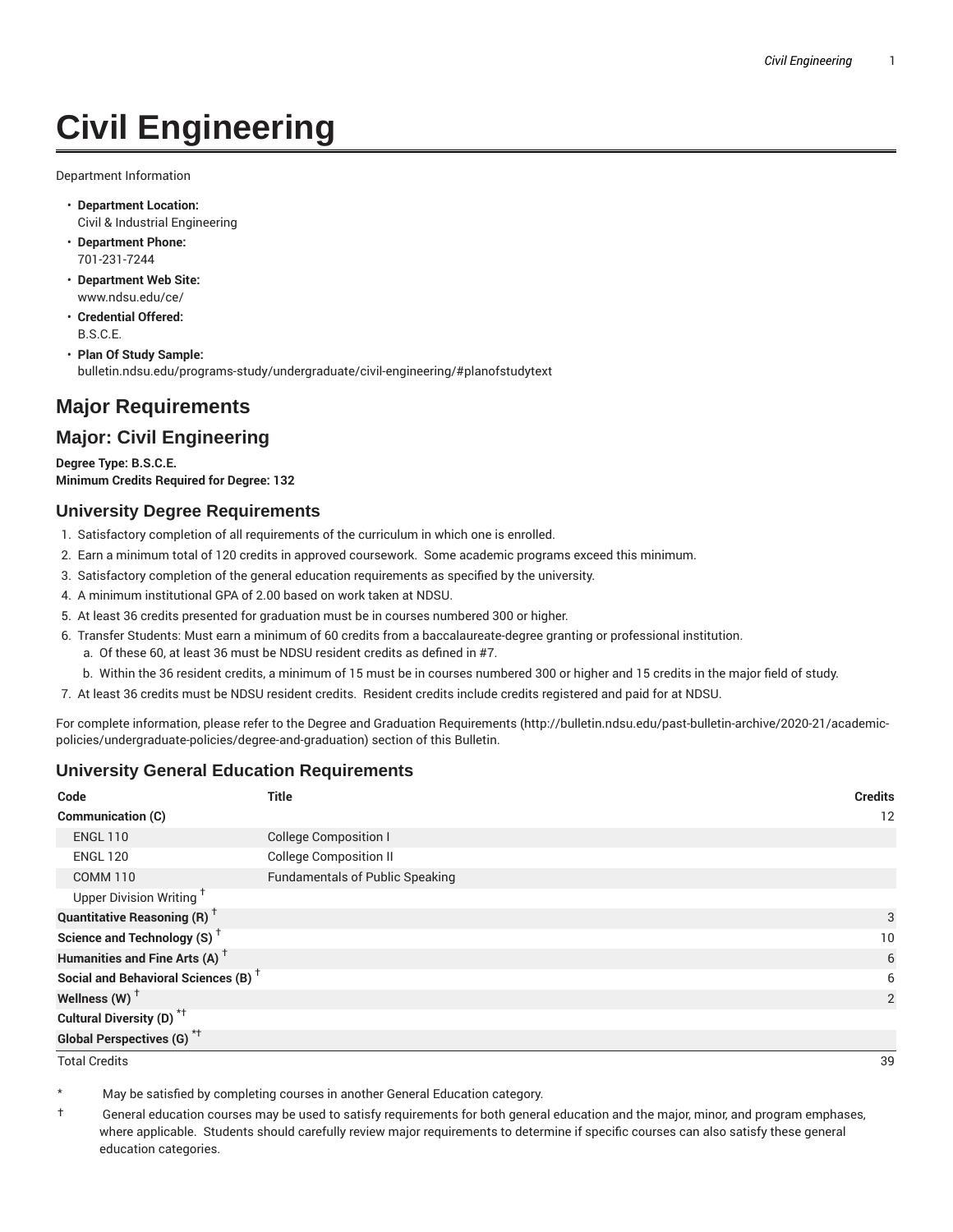# Civil Engineering

Department Information

- **Department Location:**
  Civil & Industrial Engineering
- **Department Phone:**
  701-231-7244
- **Department Web Site:**
  www.ndsu.edu/ce/
- **Credential Offered:**
  B.S.C.E.
- **Plan Of Study Sample:**
  bulletin.ndsu.edu/programs-study/undergraduate/civil-engineering/#planofstudytext

## Major Requirements

## Major: Civil Engineering

**Degree Type: B.S.C.E.**
**Minimum Credits Required for Degree: 132**

### University Degree Requirements

1. Satisfactory completion of all requirements of the curriculum in which one is enrolled.
2. Earn a minimum total of 120 credits in approved coursework. Some academic programs exceed this minimum.
3. Satisfactory completion of the general education requirements as specified by the university.
4. A minimum institutional GPA of 2.00 based on work taken at NDSU.
5. At least 36 credits presented for graduation must be in courses numbered 300 or higher.
6. Transfer Students: Must earn a minimum of 60 credits from a baccalaureate-degree granting or professional institution.
   a. Of these 60, at least 36 must be NDSU resident credits as defined in #7.
   b. Within the 36 resident credits, a minimum of 15 must be in courses numbered 300 or higher and 15 credits in the major field of study.
7. At least 36 credits must be NDSU resident credits. Resident credits include credits registered and paid for at NDSU.

For complete information, please refer to the Degree and Graduation Requirements (http://bulletin.ndsu.edu/past-bulletin-archive/2020-21/academic-policies/undergraduate-policies/degree-and-graduation) section of this Bulletin.

### University General Education Requirements

| Code | Title | Credits |
|---|---|---|
| **Communication (C)** | | 12 |
| ENGL 110 | College Composition I | |
| ENGL 120 | College Composition II | |
| COMM 110 | Fundamentals of Public Speaking | |
| Upper Division Writing † | | |
| **Quantitative Reasoning (R)** † | | 3 |
| **Science and Technology (S)** † | | 10 |
| **Humanities and Fine Arts (A)** † | | 6 |
| **Social and Behavioral Sciences (B)** † | | 6 |
| **Wellness (W)** † | | 2 |
| **Cultural Diversity (D)** *† | | |
| **Global Perspectives (G)** *† | | |
| Total Credits | | 39 |

\* May be satisfied by completing courses in another General Education category.

† General education courses may be used to satisfy requirements for both general education and the major, minor, and program emphases, where applicable. Students should carefully review major requirements to determine if specific courses can also satisfy these general education categories.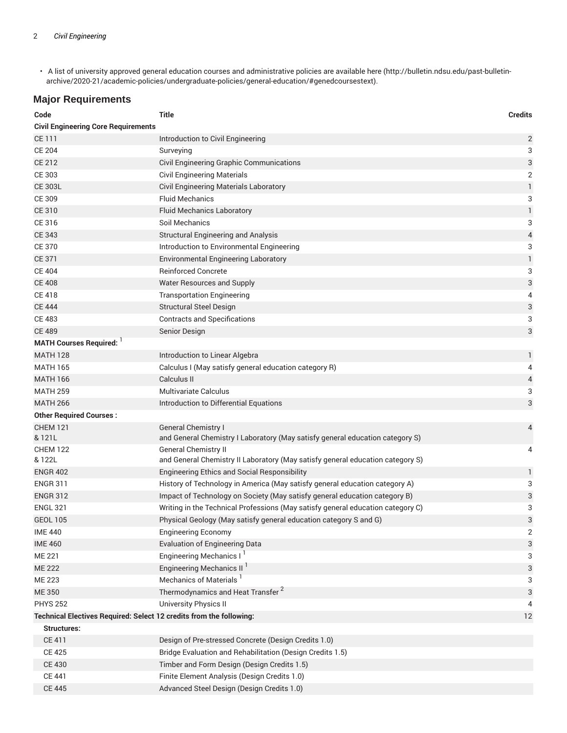- A list of university approved general education courses and administrative policies are available here (http://bulletin.ndsu.edu/past-bulletin-archive/2020-21/academic-policies/undergraduate-policies/general-education/#genedcoursestext).

## Major Requirements

| Code | Title | Credits |
|---|---|---|
| **Civil Engineering Core Requirements** | | |
| CE 111 | Introduction to Civil Engineering | 2 |
| CE 204 | Surveying | 3 |
| CE 212 | Civil Engineering Graphic Communications | 3 |
| CE 303 | Civil Engineering Materials | 2 |
| CE 303L | Civil Engineering Materials Laboratory | 1 |
| CE 309 | Fluid Mechanics | 3 |
| CE 310 | Fluid Mechanics Laboratory | 1 |
| CE 316 | Soil Mechanics | 3 |
| CE 343 | Structural Engineering and Analysis | 4 |
| CE 370 | Introduction to Environmental Engineering | 3 |
| CE 371 | Environmental Engineering Laboratory | 1 |
| CE 404 | Reinforced Concrete | 3 |
| CE 408 | Water Resources and Supply | 3 |
| CE 418 | Transportation Engineering | 4 |
| CE 444 | Structural Steel Design | 3 |
| CE 483 | Contracts and Specifications | 3 |
| CE 489 | Senior Design | 3 |
| **MATH Courses Required:** [1] | | |
| MATH 128 | Introduction to Linear Algebra | 1 |
| MATH 165 | Calculus I (May satisfy general education category R) | 4 |
| MATH 166 | Calculus II | 4 |
| MATH 259 | Multivariate Calculus | 3 |
| MATH 266 | Introduction to Differential Equations | 3 |
| **Other Required Courses :** | | |
| CHEM 121 & 121L | General Chemistry I and General Chemistry I Laboratory (May satisfy general education category S) | 4 |
| CHEM 122 & 122L | General Chemistry II and General Chemistry II Laboratory (May satisfy general education category S) | 4 |
| ENGR 402 | Engineering Ethics and Social Responsibility | 1 |
| ENGR 311 | History of Technology in America (May satisfy general education category A) | 3 |
| ENGR 312 | Impact of Technology on Society (May satisfy general education category B) | 3 |
| ENGL 321 | Writing in the Technical Professions (May satisfy general education category C) | 3 |
| GEOL 105 | Physical Geology (May satisfy general education category S and G) | 3 |
| IME 440 | Engineering Economy | 2 |
| IME 460 | Evaluation of Engineering Data | 3 |
| ME 221 | Engineering Mechanics I [1] | 3 |
| ME 222 | Engineering Mechanics II [1] | 3 |
| ME 223 | Mechanics of Materials [1] | 3 |
| ME 350 | Thermodynamics and Heat Transfer [2] | 3 |
| PHYS 252 | University Physics II | 4 |
| **Technical Electives Required: Select 12 credits from the following:** | | 12 |
| **Structures:** | | |
| CE 411 | Design of Pre-stressed Concrete (Design Credits 1.0) | |
| CE 425 | Bridge Evaluation and Rehabilitation (Design Credits 1.5) | |
| CE 430 | Timber and Form Design (Design Credits 1.5) | |
| CE 441 | Finite Element Analysis (Design Credits 1.0) | |
| CE 445 | Advanced Steel Design (Design Credits 1.0) | |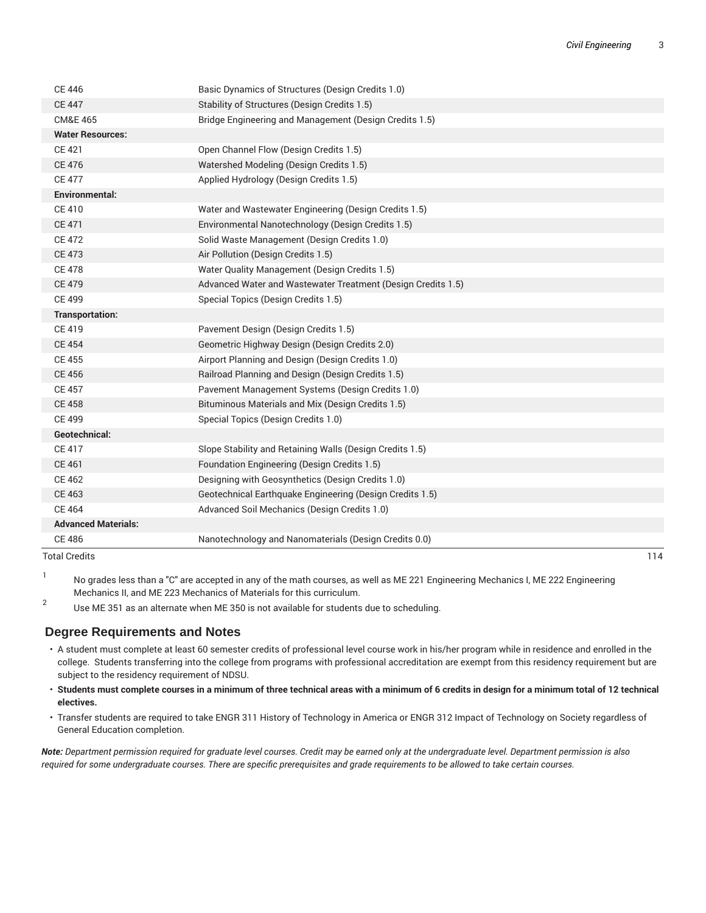| | | |
|---|---|---|
| CE 446 | Basic Dynamics of Structures (Design Credits 1.0) | |
| CE 447 | Stability of Structures (Design Credits 1.5) | |
| CM&E 465 | Bridge Engineering and Management (Design Credits 1.5) | |
| **Water Resources:** | | |
| CE 421 | Open Channel Flow (Design Credits 1.5) | |
| CE 476 | Watershed Modeling (Design Credits 1.5) | |
| CE 477 | Applied Hydrology (Design Credits 1.5) | |
| **Environmental:** | | |
| CE 410 | Water and Wastewater Engineering (Design Credits 1.5) | |
| CE 471 | Environmental Nanotechnology (Design Credits 1.5) | |
| CE 472 | Solid Waste Management (Design Credits 1.0) | |
| CE 473 | Air Pollution (Design Credits 1.5) | |
| CE 478 | Water Quality Management (Design Credits 1.5) | |
| CE 479 | Advanced Water and Wastewater Treatment (Design Credits 1.5) | |
| CE 499 | Special Topics (Design Credits 1.5) | |
| **Transportation:** | | |
| CE 419 | Pavement Design (Design Credits 1.5) | |
| CE 454 | Geometric Highway Design (Design Credits 2.0) | |
| CE 455 | Airport Planning and Design (Design Credits 1.0) | |
| CE 456 | Railroad Planning and Design (Design Credits 1.5) | |
| CE 457 | Pavement Management Systems (Design Credits 1.0) | |
| CE 458 | Bituminous Materials and Mix (Design Credits 1.5) | |
| CE 499 | Special Topics (Design Credits 1.0) | |
| **Geotechnical:** | | |
| CE 417 | Slope Stability and Retaining Walls (Design Credits 1.5) | |
| CE 461 | Foundation Engineering (Design Credits 1.5) | |
| CE 462 | Designing with Geosynthetics (Design Credits 1.0) | |
| CE 463 | Geotechnical Earthquake Engineering (Design Credits 1.5) | |
| CE 464 | Advanced Soil Mechanics (Design Credits 1.0) | |
| **Advanced Materials:** | | |
| CE 486 | Nanotechnology and Nanomaterials (Design Credits 0.0) | |
| Total Credits | | 114 |

[1] No grades less than a "C" are accepted in any of the math courses, as well as ME 221 Engineering Mechanics I, ME 222 Engineering Mechanics II, and ME 223 Mechanics of Materials for this curriculum.

[2] Use ME 351 as an alternate when ME 350 is not available for students due to scheduling.

## Degree Requirements and Notes

- A student must complete at least 60 semester credits of professional level course work in his/her program while in residence and enrolled in the college. Students transferring into the college from programs with professional accreditation are exempt from this residency requirement but are subject to the residency requirement of NDSU.
- **Students must complete courses in a minimum of three technical areas with a minimum of 6 credits in design for a minimum total of 12 technical electives.**
- Transfer students are required to take ENGR 311 History of Technology in America or ENGR 312 Impact of Technology on Society regardless of General Education completion.

***Note:*** *Department permission required for graduate level courses. Credit may be earned only at the undergraduate level. Department permission is also required for some undergraduate courses. There are specific prerequisites and grade requirements to be allowed to take certain courses.*